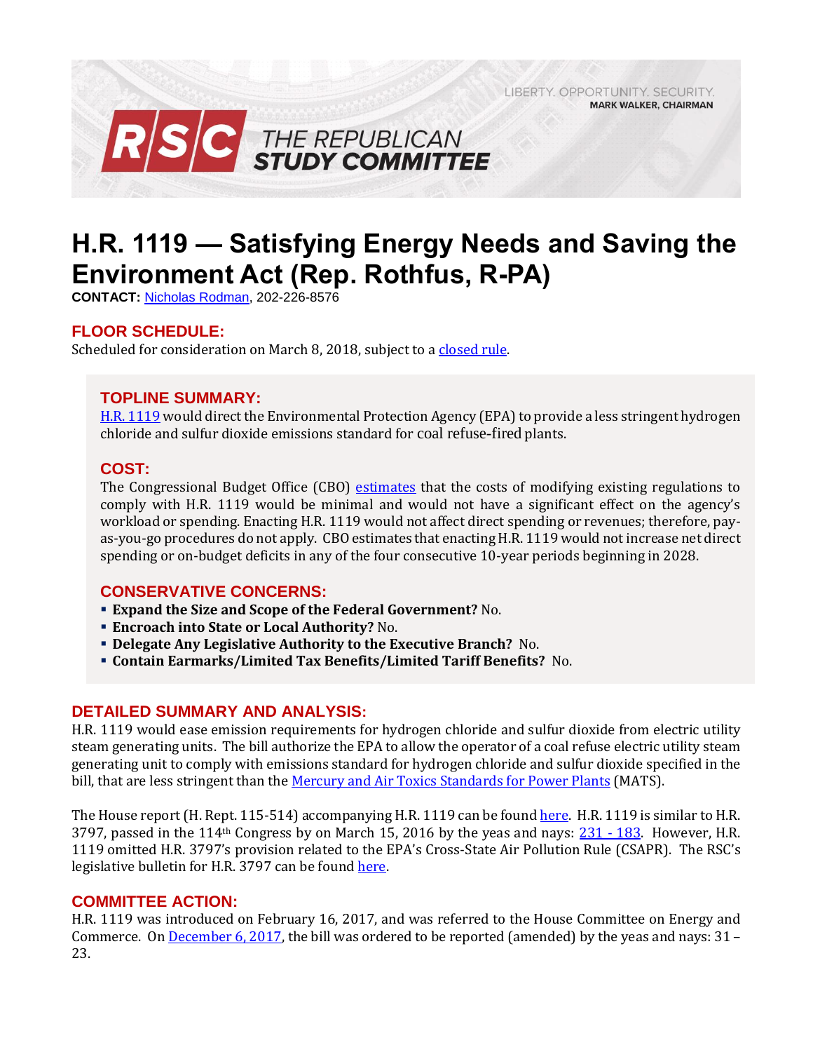LIBERTY. OPPORTUNITY. SECURITY.
**MARK WALKER, CHAIRMAN**

**RSC THE REPUBLICAN STUDY COMMITTEE**

# H.R. 1119 — Satisfying Energy Needs and Saving the Environment Act (Rep. Rothfus, R-PA)

**CONTACT:** Nicholas Rodman, 202-226-8576

## FLOOR SCHEDULE:

Scheduled for consideration on March 8, 2018, subject to a closed rule.

## TOPLINE SUMMARY:

H.R. 1119 would direct the Environmental Protection Agency (EPA) to provide a less stringent hydrogen chloride and sulfur dioxide emissions standard for coal refuse-fired plants.

## COST:

The Congressional Budget Office (CBO) estimates that the costs of modifying existing regulations to comply with H.R. 1119 would be minimal and would not have a significant effect on the agency's workload or spending. Enacting H.R. 1119 would not affect direct spending or revenues; therefore, pay-as-you-go procedures do not apply. CBO estimates that enacting H.R. 1119 would not increase net direct spending or on-budget deficits in any of the four consecutive 10-year periods beginning in 2028.

## CONSERVATIVE CONCERNS:

- **Expand the Size and Scope of the Federal Government?** No.
- **Encroach into State or Local Authority?** No.
- **Delegate Any Legislative Authority to the Executive Branch?** No.
- **Contain Earmarks/Limited Tax Benefits/Limited Tariff Benefits?** No.

## DETAILED SUMMARY AND ANALYSIS:

H.R. 1119 would ease emission requirements for hydrogen chloride and sulfur dioxide from electric utility steam generating units. The bill authorize the EPA to allow the operator of a coal refuse electric utility steam generating unit to comply with emissions standard for hydrogen chloride and sulfur dioxide specified in the bill, that are less stringent than the Mercury and Air Toxics Standards for Power Plants (MATS).

The House report (H. Rept. 115-514) accompanying H.R. 1119 can be found here. H.R. 1119 is similar to H.R. 3797, passed in the 114th Congress by on March 15, 2016 by the yeas and nays: 231 - 183. However, H.R. 1119 omitted H.R. 3797's provision related to the EPA's Cross-State Air Pollution Rule (CSAPR). The RSC's legislative bulletin for H.R. 3797 can be found here.

## COMMITTEE ACTION:

H.R. 1119 was introduced on February 16, 2017, and was referred to the House Committee on Energy and Commerce. On December 6, 2017, the bill was ordered to be reported (amended) by the yeas and nays: 31 – 23.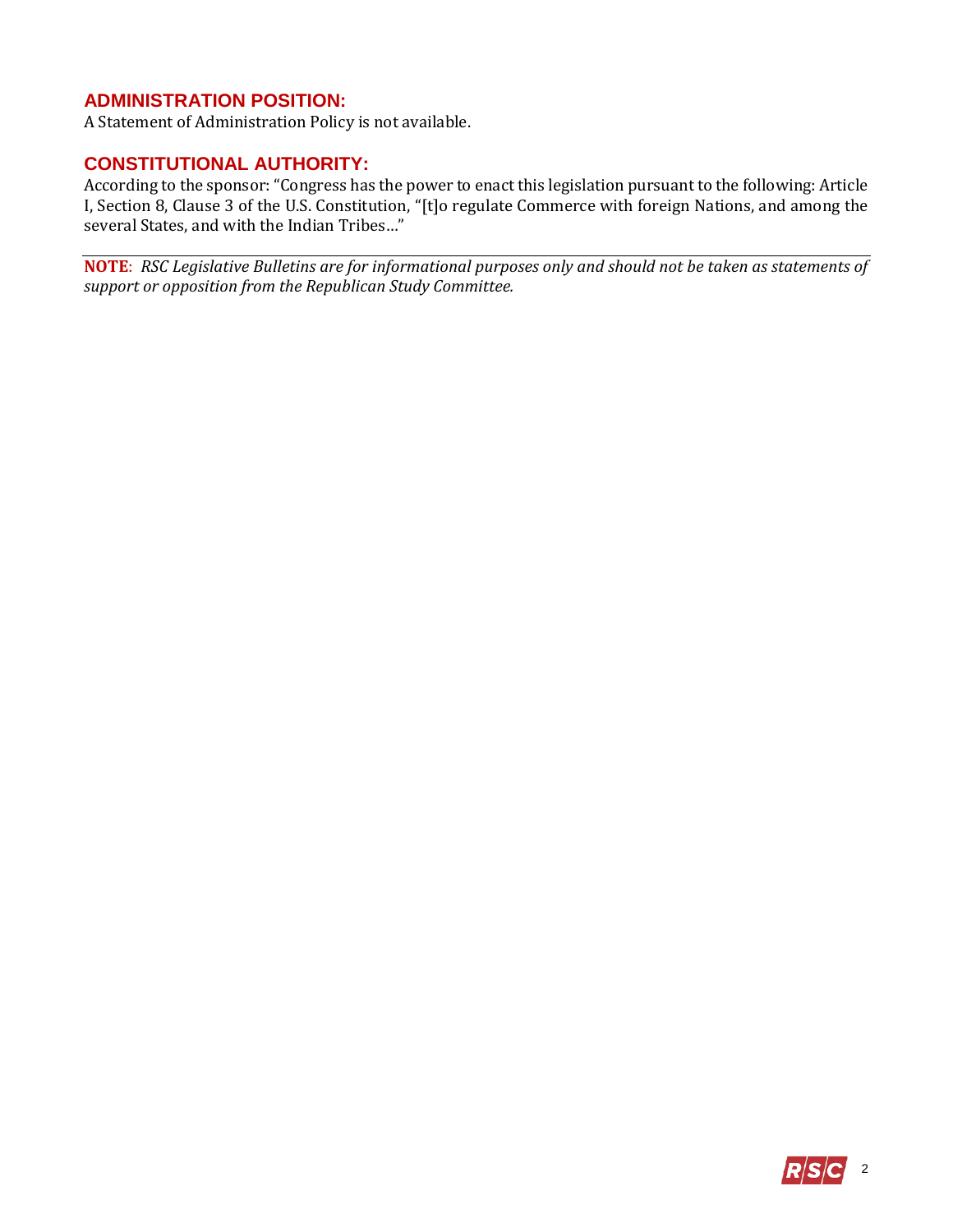## ADMINISTRATION POSITION:

A Statement of Administration Policy is not available.

## CONSTITUTIONAL AUTHORITY:

According to the sponsor: "Congress has the power to enact this legislation pursuant to the following: Article I, Section 8, Clause 3 of the U.S. Constitution, "[t]o regulate Commerce with foreign Nations, and among the several States, and with the Indian Tribes…"

---

**NOTE**: *RSC Legislative Bulletins are for informational purposes only and should not be taken as statements of support or opposition from the Republican Study Committee.*